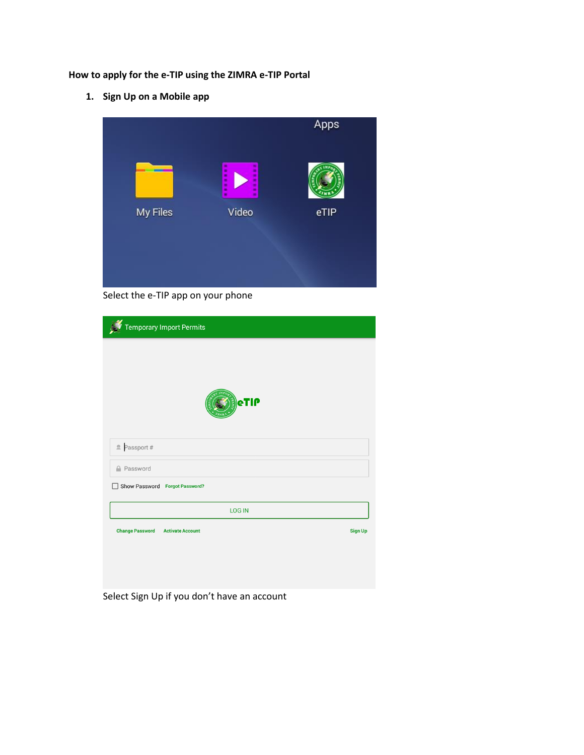**How to apply for the e-TIP using the ZIMRA e-TIP Portal**

1. **Sign Up on a Mobile app**

Select the e-TIP app on your phone

Select Sign Up if you don't have an account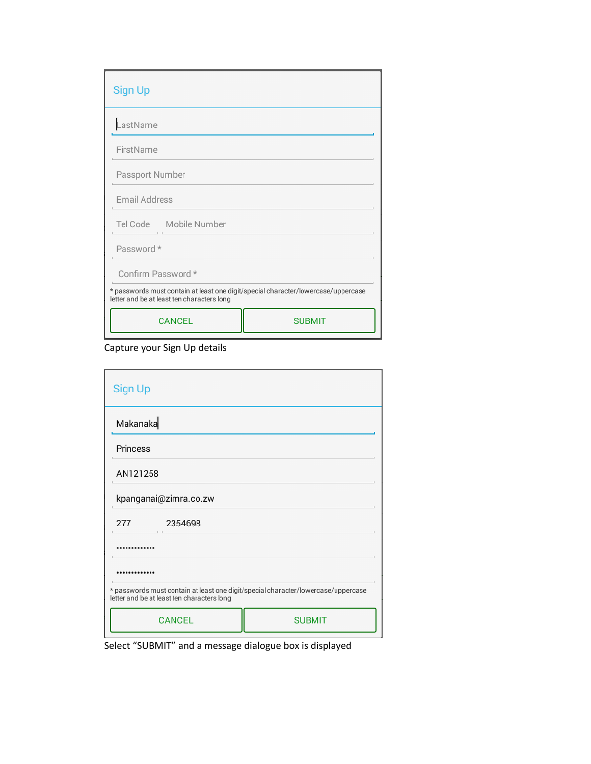**Sign Up**

LastName

FirstName

Passport Number

Email Address

Tel Code | Mobile Number

Password *

Confirm Password *

* passwords must contain at least one digit/special character/lowercase/uppercase letter and be at least ten characters long

CANCEL | SUBMIT

Capture your Sign Up details

**Sign Up**

Makanaka

Princess

AN121258

kpanganai@zimra.co.zw

277 | 2354698

•••••••••••••

•••••••••••••

* passwords must contain at least one digit/special character/lowercase/uppercase letter and be at least ten characters long

CANCEL | SUBMIT

Select “SUBMIT” and a message dialogue box is displayed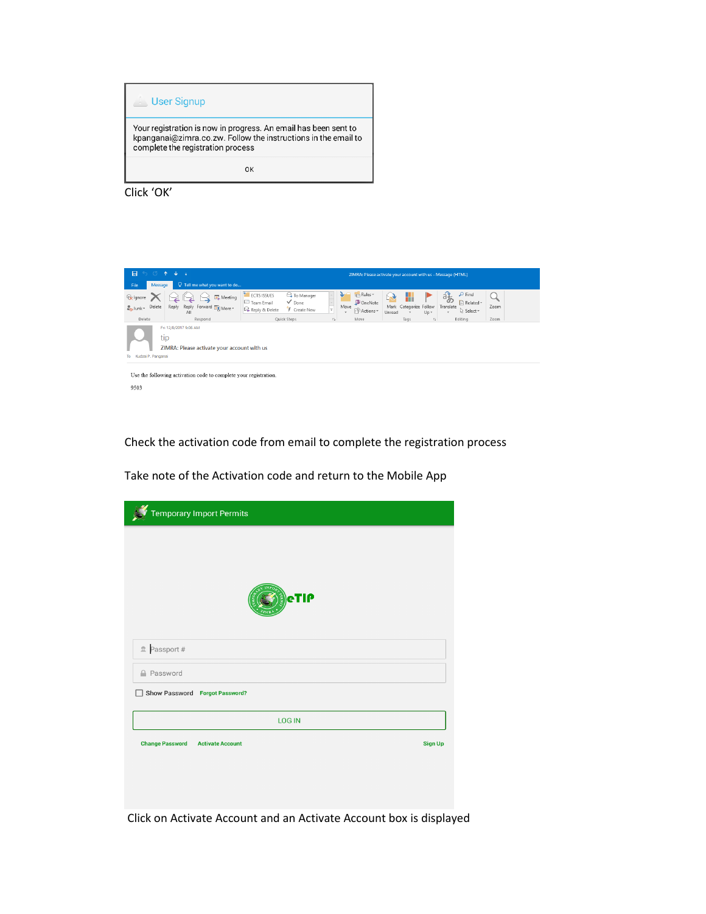User Signup

Your registration is now in progress. An email has been sent to kpanganai@zimra.co.zw. Follow the instructions in the email to complete the registration process

OK

Click 'OK'

ZIMRA: Please activate your account with us - Message (HTML)

Fri 12/8/2017 9:06 AM

tip

ZIMRA: Please activate your account with us

To Kudzai P. Panganai

Use the following activation code to complete your registration.

9503

Check the activation code from email to complete the registration process

Take note of the Activation code and return to the Mobile App

Temporary Import Permits

eTIP

Passport #

Password

Show Password Forgot Password?

LOG IN

Change Password Activate Account Sign Up

Click on Activate Account and an Activate Account box is displayed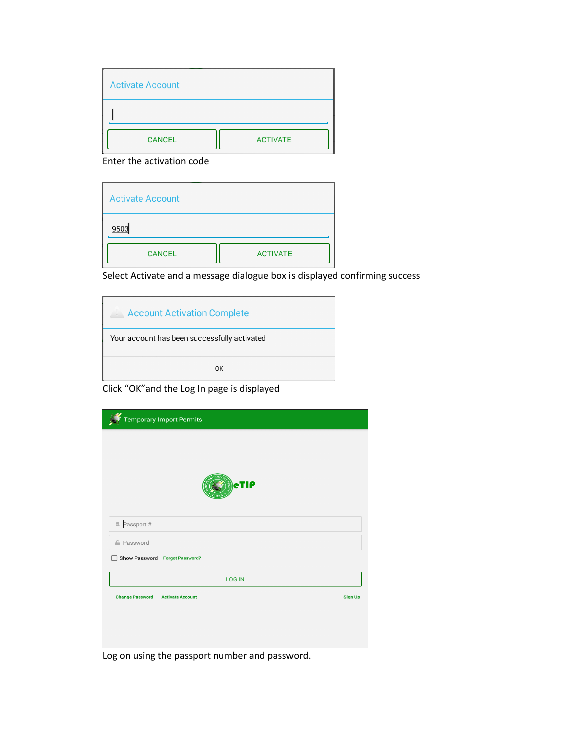Activate Account

CANCEL ACTIVATE

Enter the activation code

Activate Account

9503

CANCEL ACTIVATE

Select Activate and a message dialogue box is displayed confirming success

Account Activation Complete

Your account has been successfully activated

OK

Click “OK”and the Log In page is displayed

Temporary Import Permits

eTIP

Passport #

Password

Show Password Forgot Password?

LOG IN

Change Password Activate Account Sign Up

Log on using the passport number and password.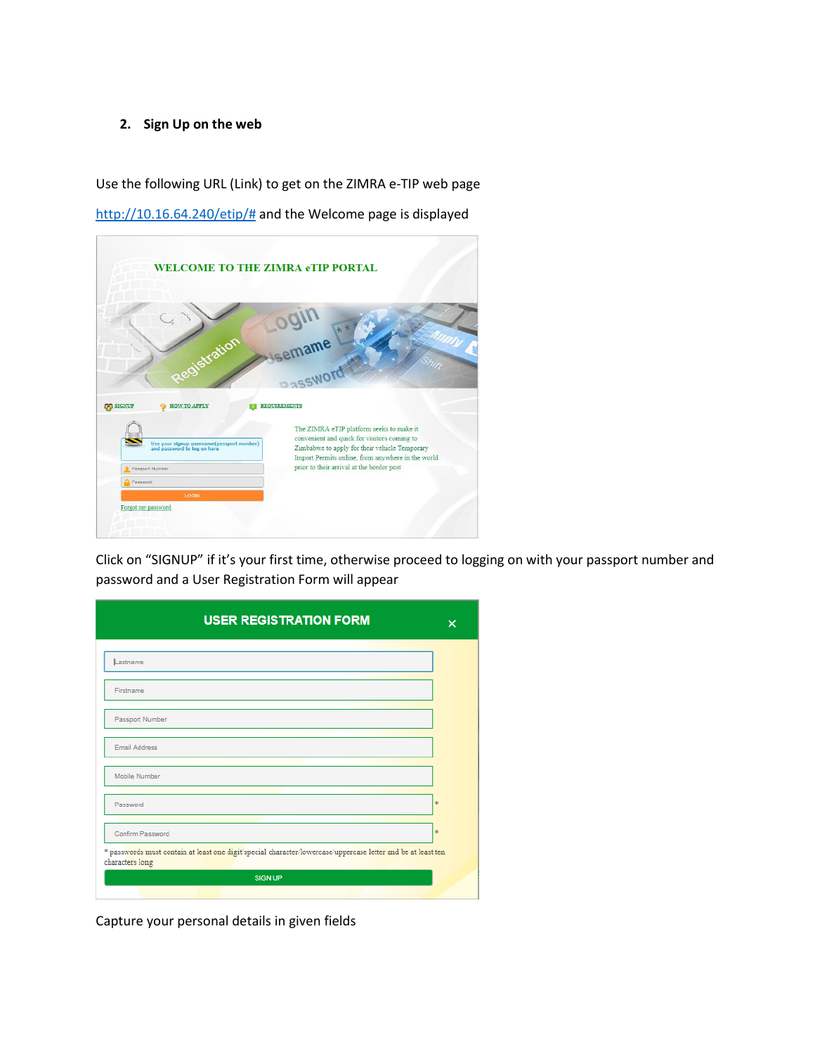## 2. Sign Up on the web

Use the following URL (Link) to get on the ZIMRA e-TIP web page

http://10.16.64.240/etip/# and the Welcome page is displayed

Click on "SIGNUP" if it's your first time, otherwise proceed to logging on with your passport number and password and a User Registration Form will appear

Capture your personal details in given fields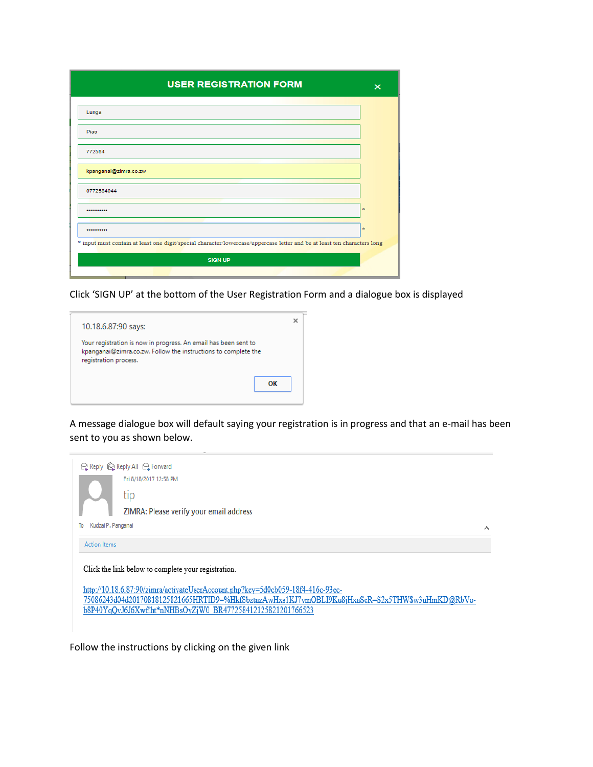USER REGISTRATION FORM

Lunga

Pias

772584

kpanganai@zimra.co.zw

0772584044

••••••••••• *

••••••••••• *

* input must contain at least one digit/special character/lowercase/uppercase letter and be at least ten characters long

SIGN UP

Click 'SIGN UP' at the bottom of the User Registration Form and a dialogue box is displayed

10.18.6.87:90 says:

Your registration is now in progress. An email has been sent to kpanganai@zimra.co.zw. Follow the instructions to complete the registration process.

OK

A message dialogue box will default saying your registration is in progress and that an e-mail has been sent to you as shown below.

Reply Reply All Forward

Fri 8/18/2017 12:53 PM

tip

ZIMRA: Please verify your email address

To Kudzai P. Panganai

Action Items

Click the link below to complete your registration.

http://10.18.6.87:90/zimra/activateUserAccount.php?key=5d0cb059-18f4-416c-93ec-75086243d04d20170818125821665HRTID9=%HkfSbztnzAwHxs1KJ7vmOBLI9Ku8jHxaScR=82x5THW$w3uHmKD@RbVo-b8P40YqQvJ6J6Xwf!ht*nNHBsOyZjW0_BR4772584121258212017665 23

Follow the instructions by clicking on the given link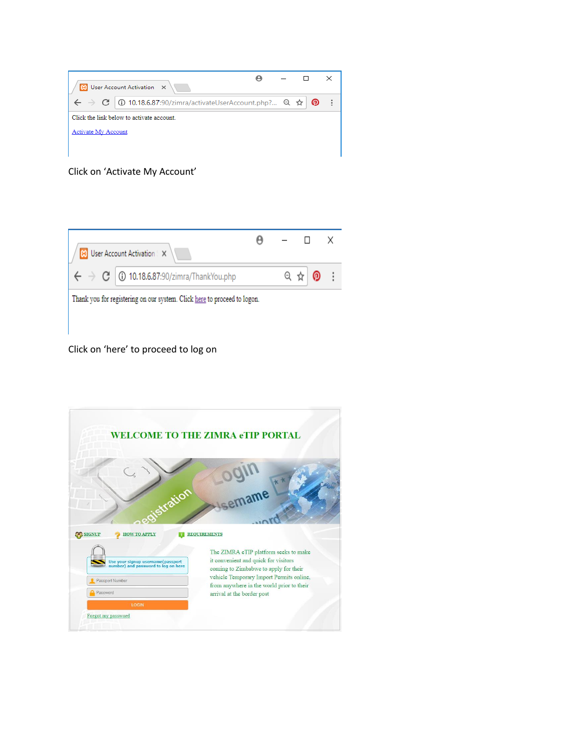User Account Activation

10.18.6.87:90/zimra/activateUserAccount.php?...

Click the link below to activate account.

Activate My Account

Click on 'Activate My Account'

User Account Activation

10.18.6.87:90/zimra/ThankYou.php

Thank you for registering on our system. Click here to proceed to logon.

Click on 'here' to proceed to log on

WELCOME TO THE ZIMRA eTIP PORTAL

SIGNUP HOW TO APPLY REQUIREMENTS

Use your signup username(passport number) and password to log on here

Passport Number

Password

LOGIN

Forgot my password

The ZIMRA eTIP platform seeks to make it convenient and quick for visitors coming to Zimbabwe to apply for their vehicle Temporary Import Permits online, from anywhere in the world prior to their arrival at the border post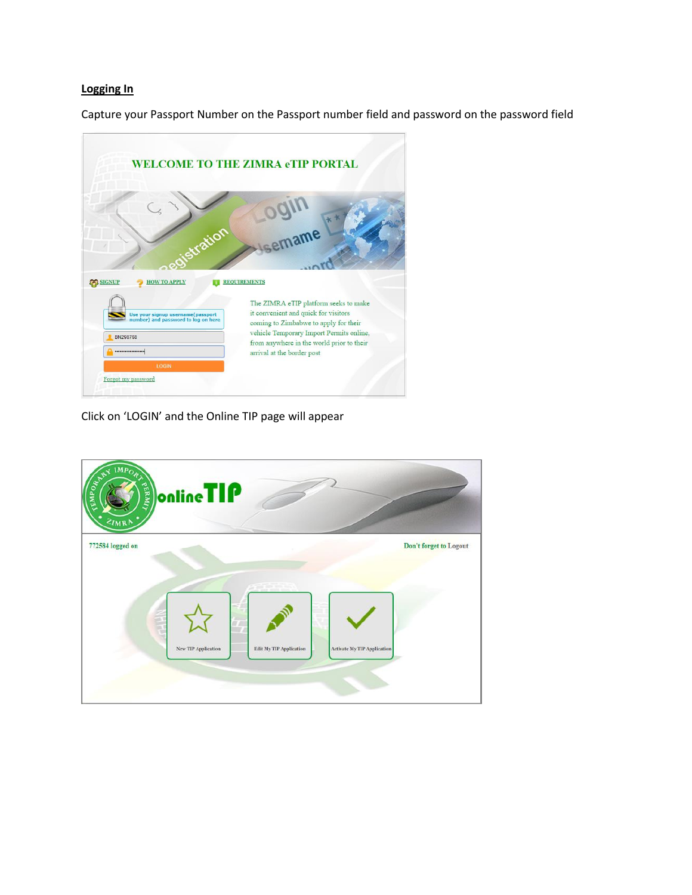**Logging In**

Capture your Passport Number on the Passport number field and password on the password field

Click on 'LOGIN' and the Online TIP page will appear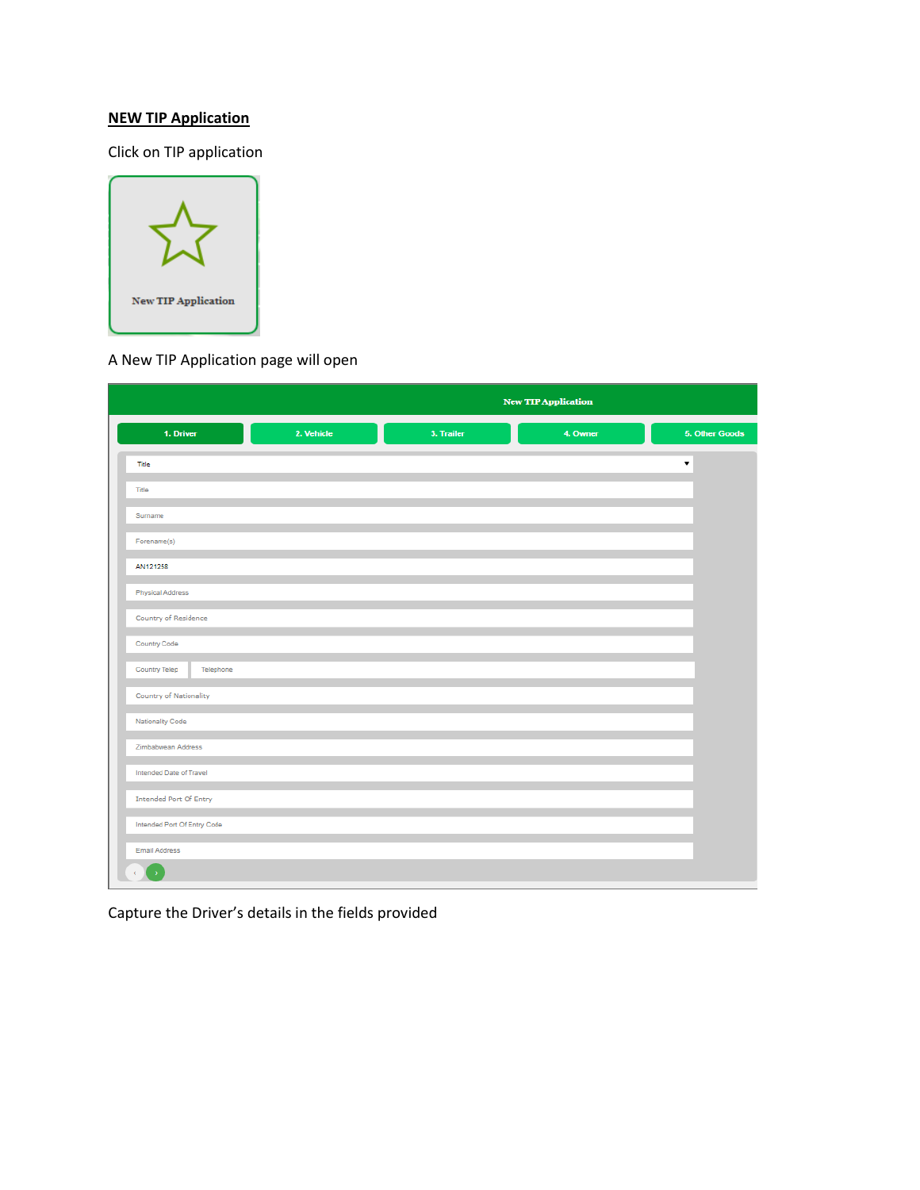## NEW TIP Application

Click on TIP application

A New TIP Application page will open

Capture the Driver's details in the fields provided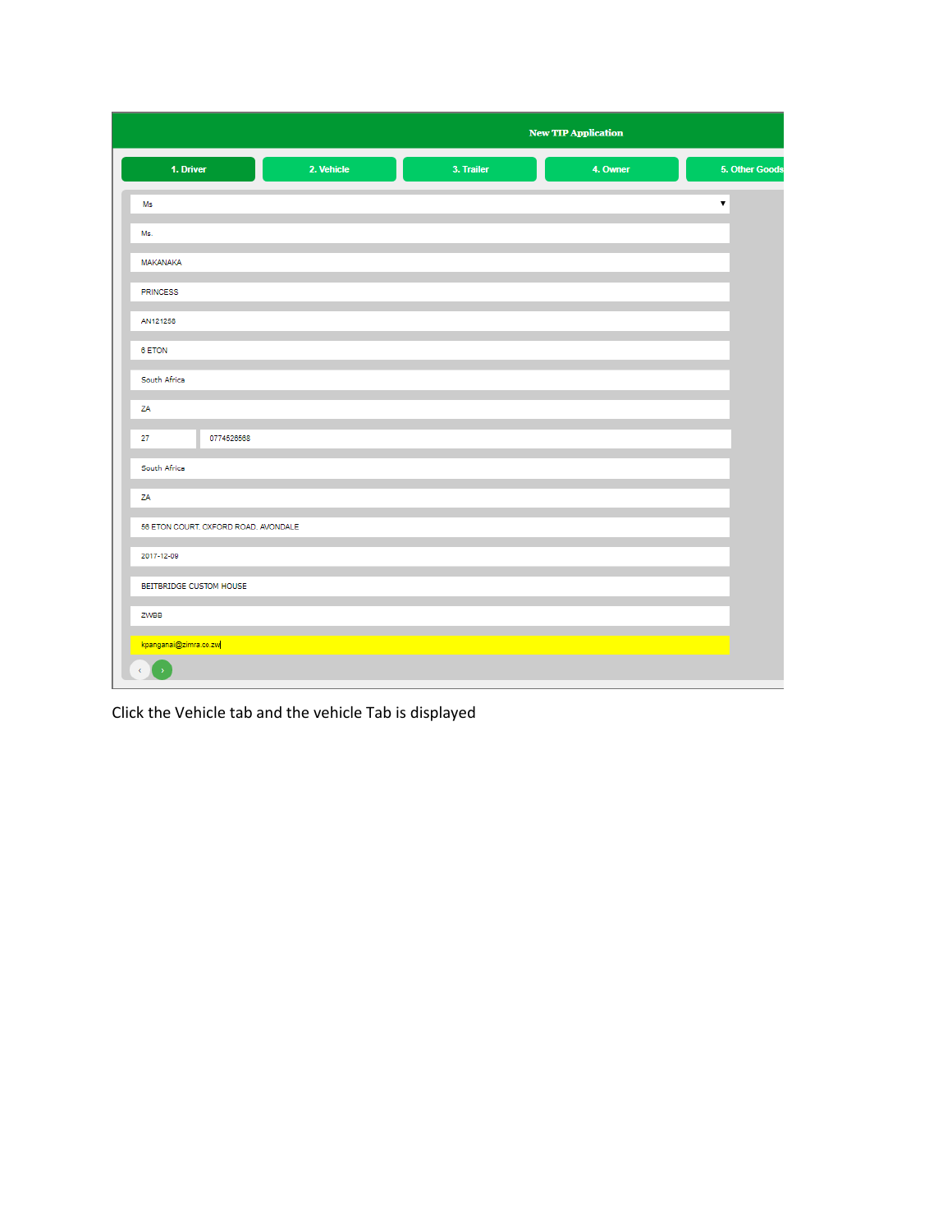New TIP Application

1. Driver | 2. Vehicle | 3. Trailer | 4. Owner | 5. Other Goods

Ms

Ms.

MAKANAKA

PRINCESS

AN121258

6 ETON

South Africa

ZA

27 | 0774526568

South Africa

ZA

56 ETON COURT, OXFORD ROAD, AVONDALE

2017-12-09

BEITBRIDGE CUSTOM HOUSE

ZWBB

kpanganai@zimra.co.zw

Click the Vehicle tab and the vehicle Tab is displayed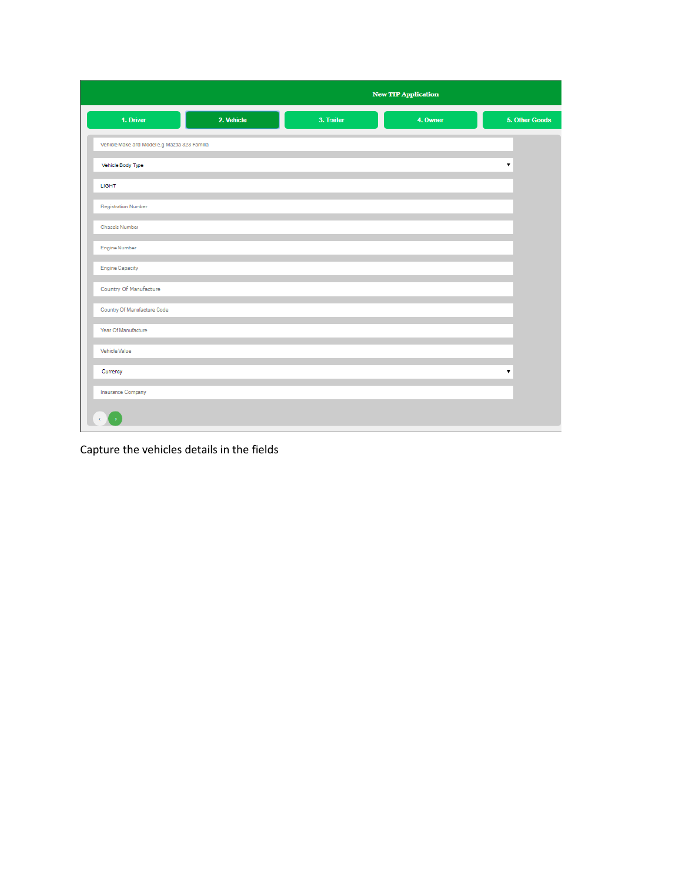New TIP Application

1. Driver | 2. Vehicle | 3. Trailer | 4. Owner | 5. Other Goods

Vehicle Make and Model e.g Mazda 323 Familia

Vehicle Body Type

LIGHT

Registration Number

Chassis Number

Engine Number

Engine Capacity

Country Of Manufacture

Country Of Manufacture Code

Year Of Manufacture

Vehicle Value

Currency

Insurance Company

Capture the vehicles details in the fields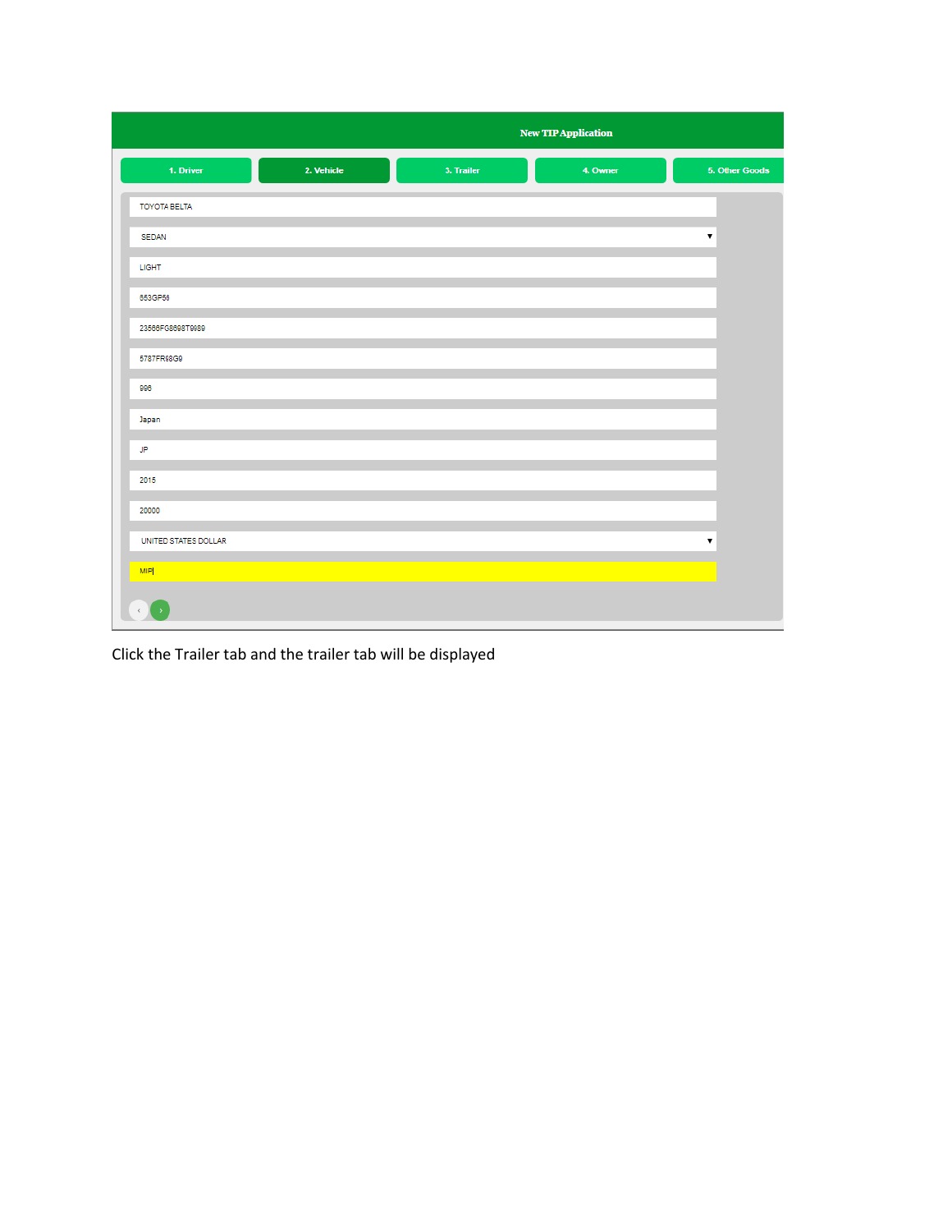New TIP Application

1. Driver | 2. Vehicle | 3. Trailer | 4. Owner | 5. Other Goods

TOYOTA BELTA

SEDAN

LIGHT

853GP58

23566FG8698T9989

5787FR98G9

996

Japan

JP

2015

20000

UNITED STATES DOLLAR

MIF

Click the Trailer tab and the trailer tab will be displayed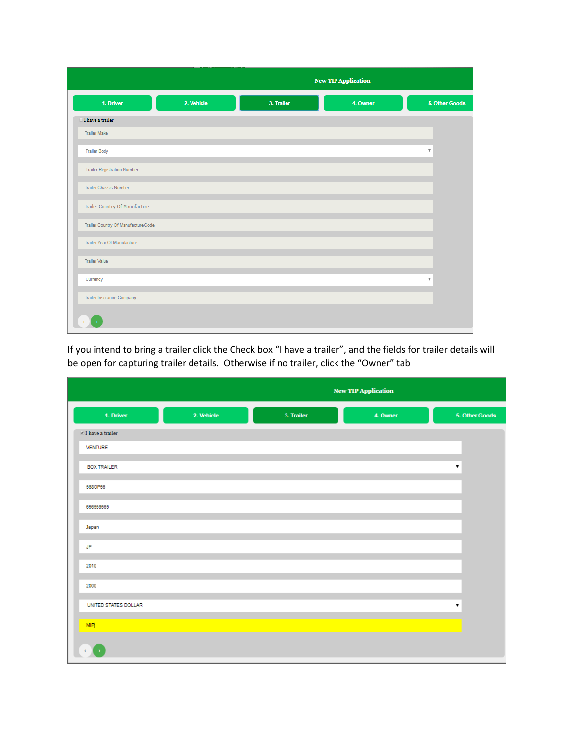New TIP Application

1. Driver | 2. Vehicle | 3. Trailer | 4. Owner | 5. Other Goods

I have a trailer

Trailer Make

Trailer Body

Trailer Registration Number

Trailer Chassis Number

Trailer Country Of Manufacture

Trailer Country Of Manufacture Code

Trailer Year Of Manufacture

Trailer Value

Currency

Trailer Insurance Company

If you intend to bring a trailer click the Check box “I have a trailer”, and the fields for trailer details will be open for capturing trailer details. Otherwise if no trailer, click the “Owner” tab

New TIP Application

1. Driver | 2. Vehicle | 3. Trailer | 4. Owner | 5. Other Goods

✓ I have a trailer

VENTURE

BOX TRAILER

568GP56

656556565

Japan

JP

2010

2000

UNITED STATES DOLLAR

MIF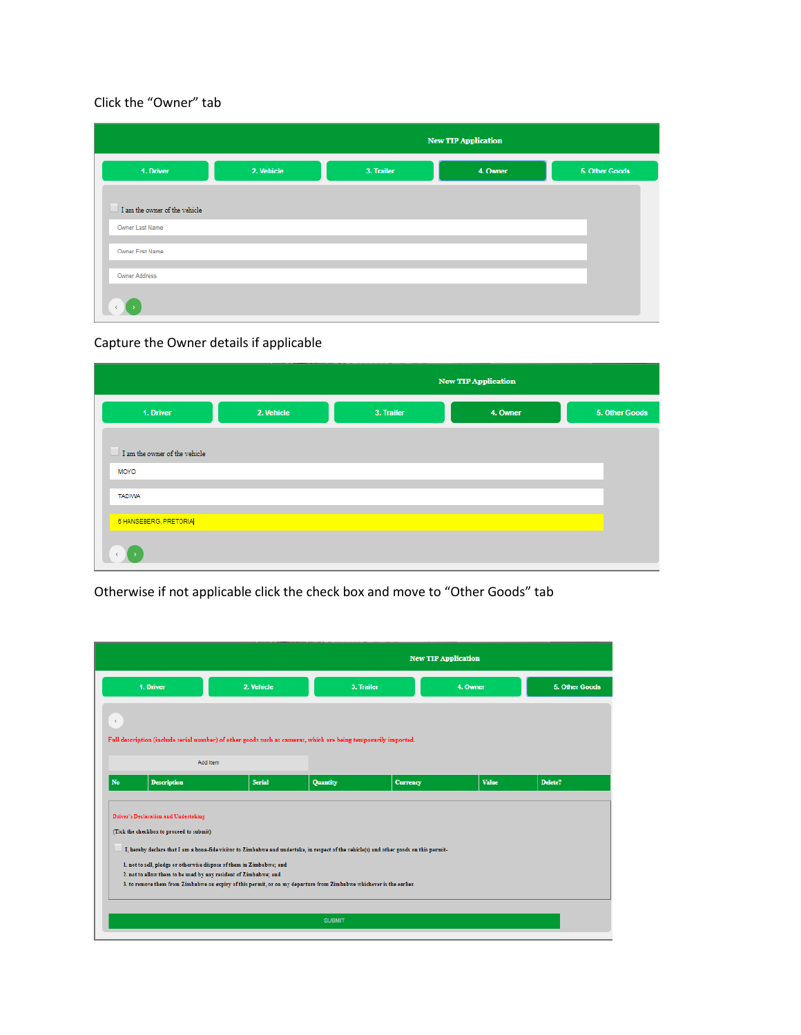Click the "Owner" tab

New TIP Application

1. Driver | 2. Vehicle | 3. Trailer | 4. Owner | 5. Other Goods

I am the owner of the vehicle

Owner Last Name

Owner First Name

Owner Address

Capture the Owner details if applicable

New TIP Application

1. Driver | 2. Vehicle | 3. Trailer | 4. Owner | 5. Other Goods

I am the owner of the vehicle

MOYO

TADIWA

6 HANSEBERG, PRETORIA

Otherwise if not applicable click the check box and move to "Other Goods" tab

New TIP Application

1. Driver | 2. Vehicle | 3. Trailer | 4. Owner | 5. Other Goods

Full description (include serial number) of other goods such as cameras, which are being temporarily imported.

Add Item

| No | Description | Serial | Quantity | Currency | Value | Delete? |
| --- | --- | --- | --- | --- | --- | --- |

Driver's Declaration and Undertaking

(Tick the checkbox to proceed to submit)

I, hereby declare that I am a bona-fide visitor to Zimbabwe and undertake, in respect of the vehicle(s) and other goods on this permit-

1. not to sell, pledge or otherwise dispose of them in Zimbabwe; and
2. not to allow them to be used by any resident of Zimbabwe; and
3. to remove them from Zimbabwe on expiry of this permit, or on my departure from Zimbabwe whichever is the earlier.

SUBMIT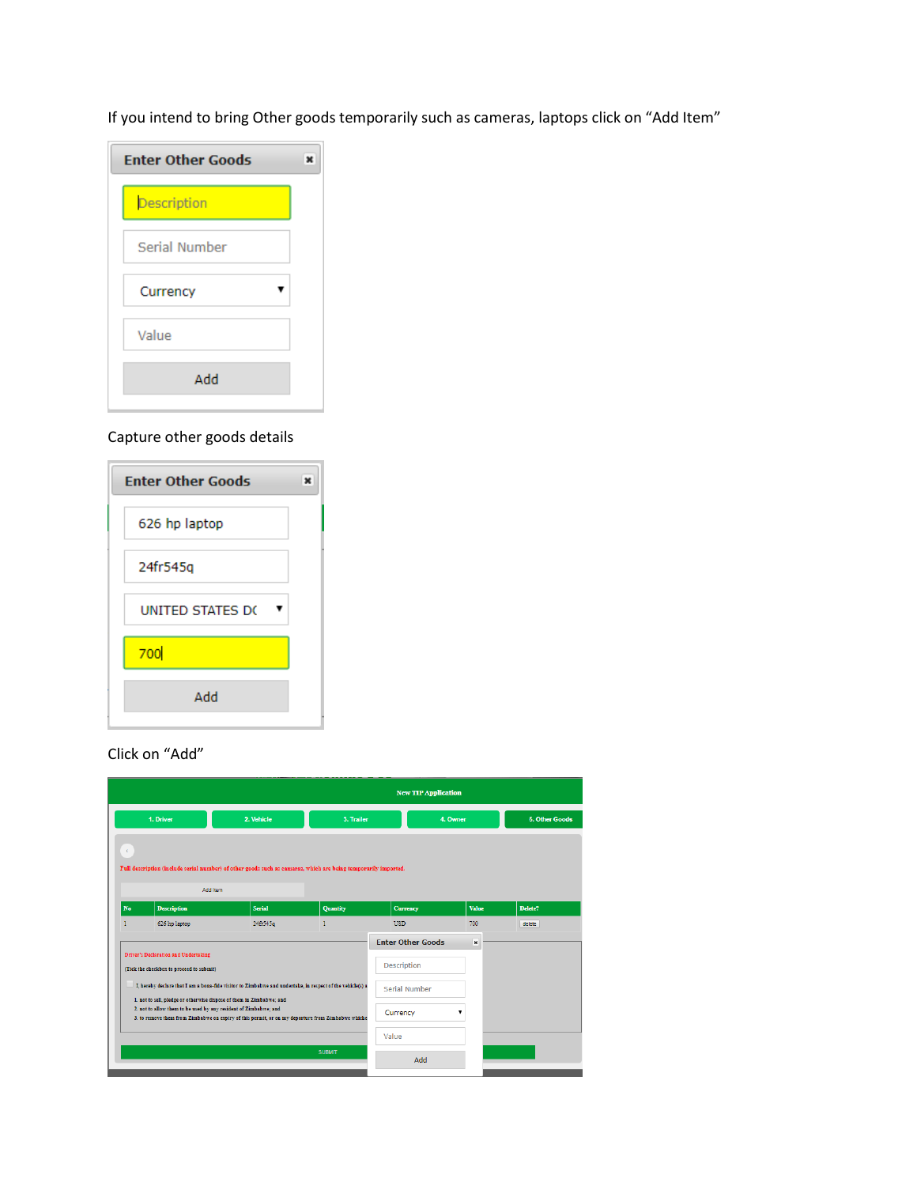If you intend to bring Other goods temporarily such as cameras, laptops click on "Add Item"

**Enter Other Goods**

Description

Serial Number

Currency

Value

Add

Capture other goods details

**Enter Other Goods**

626 hp laptop

24fr545q

UNITED STATES DO

700

Add

Click on "Add"

New TIP Application

1. Driver | 2. Vehicle | 3. Trailer | 4. Owner | 5. Other Goods

Full description (include serial number) of other goods such as cameras, which are being temporarily imported.

Add Item

| No | Description | Serial | Quantity | Currency | Value | Delete? |
|---|---|---|---|---|---|---|
| 1 | 626 hp laptop | 24fr545q | 1 | USD | 700 | delete |

Driver's Declaration and Undertaking

(Tick the checkbox to proceed to submit)

I, hereby declare that I am a bona-fide visitor to Zimbabwe and undertake, in respect of the vehicle(s) a

1. not to sell, pledge or otherwise dispose of them in Zimbabwe; and
2. not to allow them to be used by any resident of Zimbabwe; and
3. to remove them from Zimbabwe on expiry of this permit, or on my departure from Zimbabwe whiche

SUBMIT

**Enter Other Goods**

Description

Serial Number

Currency

Value

Add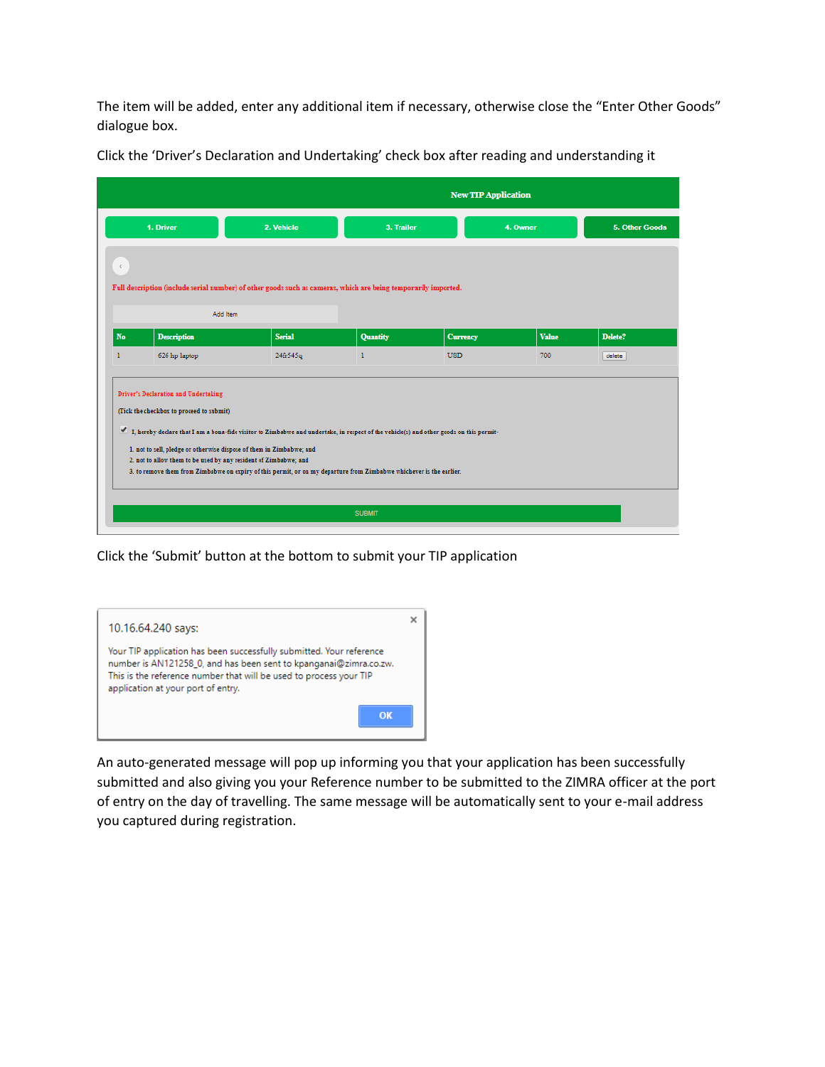The item will be added, enter any additional item if necessary, otherwise close the "Enter Other Goods" dialogue box.

Click the 'Driver's Declaration and Undertaking' check box after reading and understanding it

**New TIP Application**

1. Driver | 2. Vehicle | 3. Trailer | 4. Owner | 5. Other Goods

Full description (include serial number) of other goods such as cameras, which are being temporarily imported.

Add Item

| No | Description | Serial | Quantity | Currency | Value | Delete? |
|---|---|---|---|---|---|---|
| 1 | 626 hp laptop | 24fr545q | 1 | USD | 700 | delete |

Driver's Declaration and Undertaking

(Tick the checkbox to proceed to submit)

I, hereby declare that I am a bona-fide visitor to Zimbabwe and undertake, in respect of the vehicle(s) and other goods on this permit-

1. not to sell, pledge or otherwise dispose of them in Zimbabwe; and
2. not to allow them to be used by any resident of Zimbabwe; and
3. to remove them from Zimbabwe on expiry of this permit, or on my departure from Zimbabwe whichever is the earlier.

SUBMIT

Click the 'Submit' button at the bottom to submit your TIP application

10.16.64.240 says:

Your TIP application has been successfully submitted. Your reference number is AN121258_0, and has been sent to kpanganai@zimra.co.zw. This is the reference number that will be used to process your TIP application at your port of entry.

OK

An auto-generated message will pop up informing you that your application has been successfully submitted and also giving you your Reference number to be submitted to the ZIMRA officer at the port of entry on the day of travelling. The same message will be automatically sent to your e-mail address you captured during registration.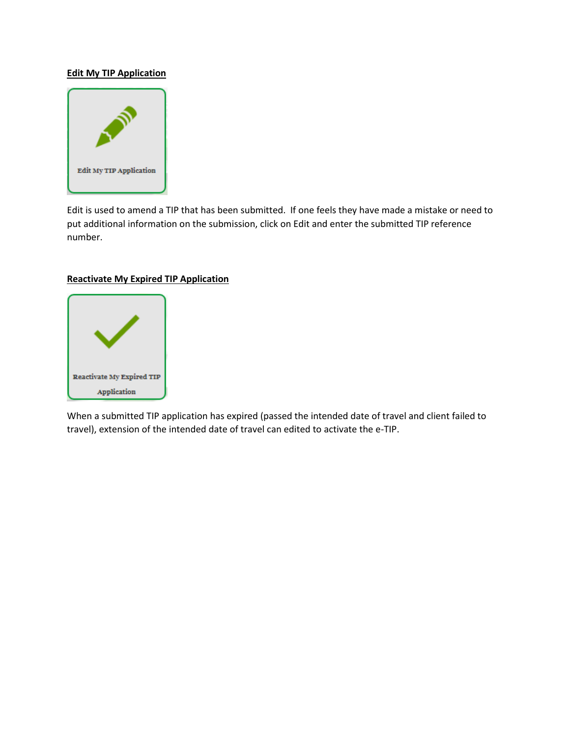**Edit My TIP Application**

Edit My TIP Application

Edit is used to amend a TIP that has been submitted. If one feels they have made a mistake or need to put additional information on the submission, click on Edit and enter the submitted TIP reference number.

**Reactivate My Expired TIP Application**

Reactivate My Expired TIP Application

When a submitted TIP application has expired (passed the intended date of travel and client failed to travel), extension of the intended date of travel can edited to activate the e-TIP.